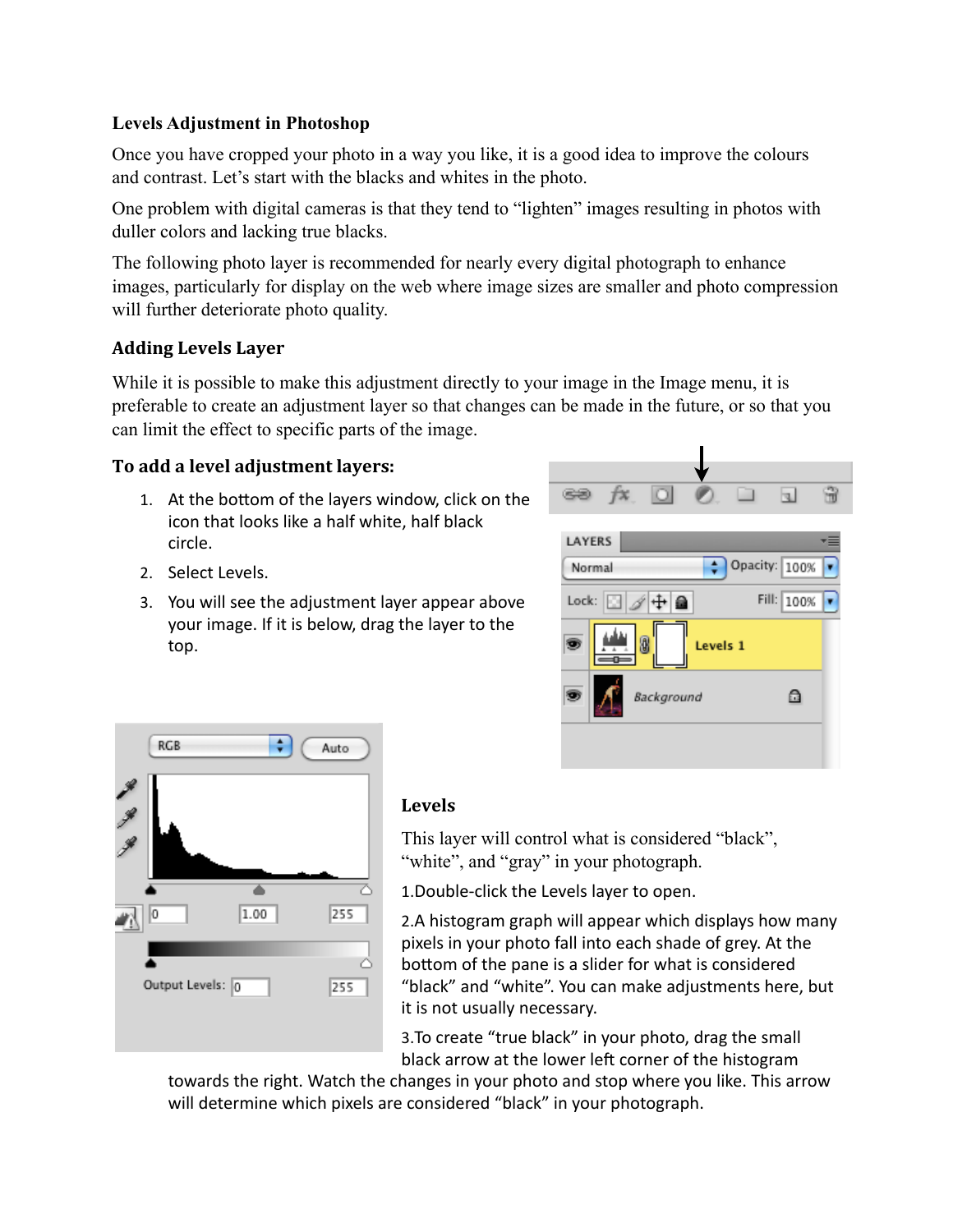# Levels Adjustment in Photoshop

Once you have cropped your photo in a way you like, it is a good idea to improve the colours and contrast. Let's start with the blacks and whites in the photo.

One problem with digital cameras is that they tend to "lighten" images resulting in photos with duller colors and lacking true blacks.

The following photo layer is recommended for nearly every digital photograph to enhance images, particularly for display on the web where image sizes are smaller and photo compression will further deteriorate photo quality.

## Adding Levels Layer

While it is possible to make this adjustment directly to your image in the Image menu, it is preferable to create an adjustment layer so that changes can be made in the future, or so that you can limit the effect to specific parts of the image.

### To add a level adjustment layers:

1. At the bottom of the layers window, click on the icon that looks like a half white, half black circle.
2. Select Levels.
3. You will see the adjustment layer appear above your image. If it is below, drag the layer to the top.

### Levels

This layer will control what is considered "black", "white", and "gray" in your photograph.

1.Double-click the Levels layer to open.

2.A histogram graph will appear which displays how many pixels in your photo fall into each shade of grey. At the bottom of the pane is a slider for what is considered "black" and "white". You can make adjustments here, but it is not usually necessary.

3.To create "true black" in your photo, drag the small black arrow at the lower left corner of the histogram towards the right. Watch the changes in your photo and stop where you like. This arrow will determine which pixels are considered "black" in your photograph.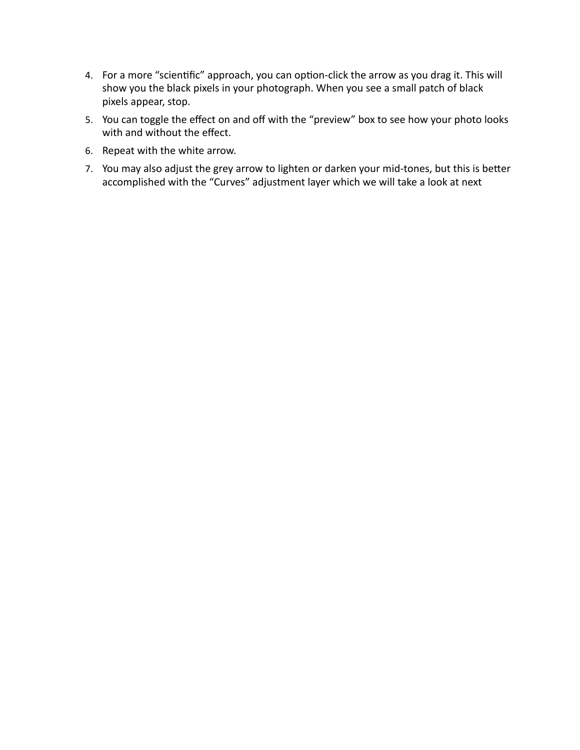4. For a more “scientific” approach, you can option-click the arrow as you drag it. This will show you the black pixels in your photograph. When you see a small patch of black pixels appear, stop.
5. You can toggle the effect on and off with the “preview” box to see how your photo looks with and without the effect.
6. Repeat with the white arrow.
7. You may also adjust the grey arrow to lighten or darken your mid-tones, but this is better accomplished with the “Curves” adjustment layer which we will take a look at next